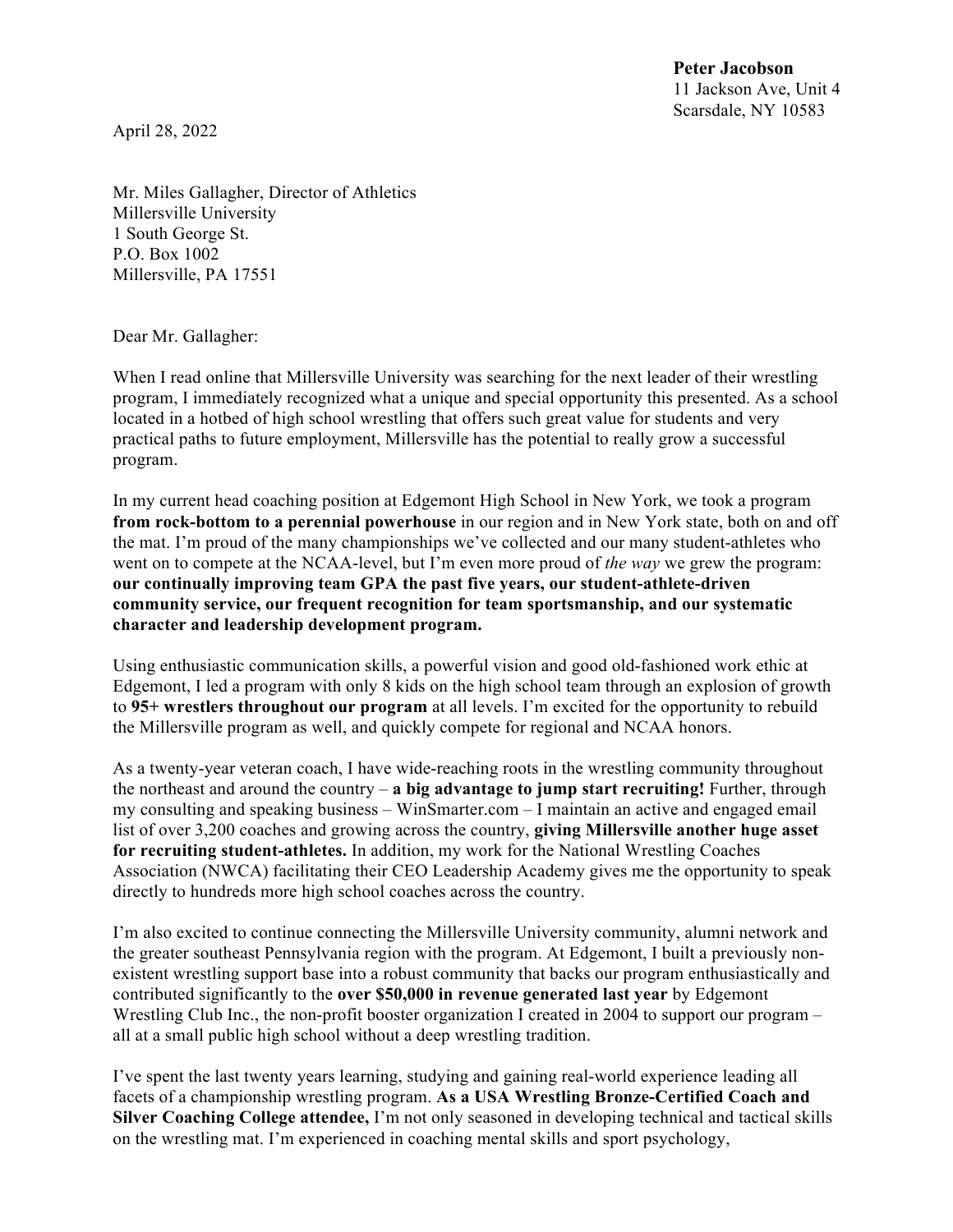**Peter Jacobson**
11 Jackson Ave, Unit 4
Scarsdale, NY 10583

April 28, 2022

Mr. Miles Gallagher, Director of Athletics
Millersville University
1 South George St.
P.O. Box 1002
Millersville, PA 17551

Dear Mr. Gallagher:

When I read online that Millersville University was searching for the next leader of their wrestling program, I immediately recognized what a unique and special opportunity this presented. As a school located in a hotbed of high school wrestling that offers such great value for students and very practical paths to future employment, Millersville has the potential to really grow a successful program.

In my current head coaching position at Edgemont High School in New York, we took a program **from rock-bottom to a perennial powerhouse** in our region and in New York state, both on and off the mat. I'm proud of the many championships we've collected and our many student-athletes who went on to compete at the NCAA-level, but I'm even more proud of *the way* we grew the program: **our continually improving team GPA the past five years, our student-athlete-driven community service, our frequent recognition for team sportsmanship, and our systematic character and leadership development program.**

Using enthusiastic communication skills, a powerful vision and good old-fashioned work ethic at Edgemont, I led a program with only 8 kids on the high school team through an explosion of growth to **95+ wrestlers throughout our program** at all levels. I'm excited for the opportunity to rebuild the Millersville program as well, and quickly compete for regional and NCAA honors.

As a twenty-year veteran coach, I have wide-reaching roots in the wrestling community throughout the northeast and around the country – **a big advantage to jump start recruiting!** Further, through my consulting and speaking business – WinSmarter.com – I maintain an active and engaged email list of over 3,200 coaches and growing across the country, **giving Millersville another huge asset for recruiting student-athletes.** In addition, my work for the National Wrestling Coaches Association (NWCA) facilitating their CEO Leadership Academy gives me the opportunity to speak directly to hundreds more high school coaches across the country.

I'm also excited to continue connecting the Millersville University community, alumni network and the greater southeast Pennsylvania region with the program. At Edgemont, I built a previously non-existent wrestling support base into a robust community that backs our program enthusiastically and contributed significantly to the **over $50,000 in revenue generated last year** by Edgemont Wrestling Club Inc., the non-profit booster organization I created in 2004 to support our program – all at a small public high school without a deep wrestling tradition.

I've spent the last twenty years learning, studying and gaining real-world experience leading all facets of a championship wrestling program. **As a USA Wrestling Bronze-Certified Coach and Silver Coaching College attendee,** I'm not only seasoned in developing technical and tactical skills on the wrestling mat. I'm experienced in coaching mental skills and sport psychology,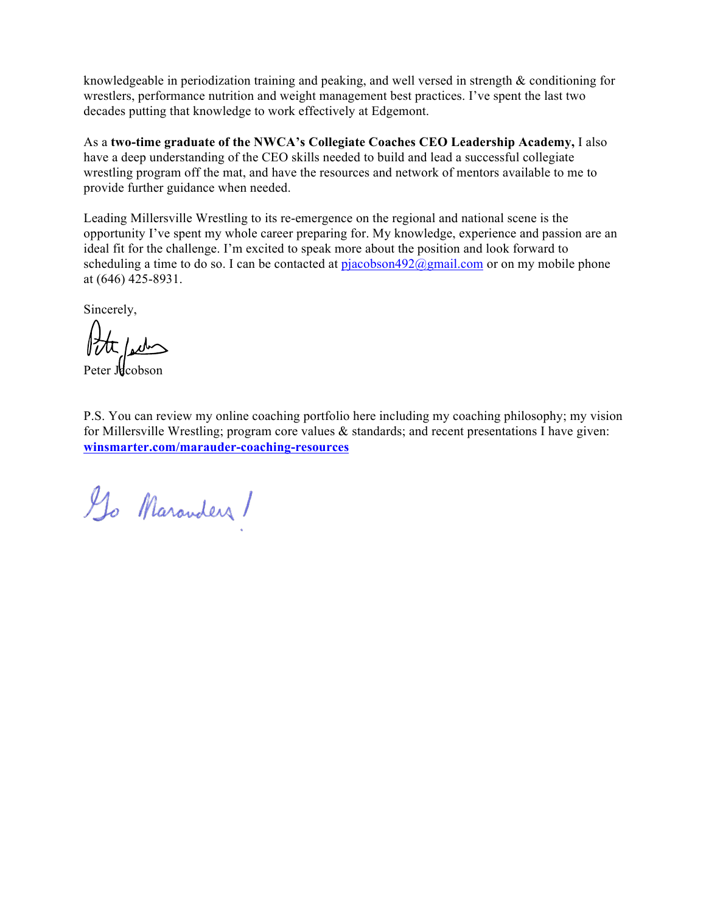knowledgeable in periodization training and peaking, and well versed in strength & conditioning for wrestlers, performance nutrition and weight management best practices. I've spent the last two decades putting that knowledge to work effectively at Edgemont.

As a **two-time graduate of the NWCA's Collegiate Coaches CEO Leadership Academy,** I also have a deep understanding of the CEO skills needed to build and lead a successful collegiate wrestling program off the mat, and have the resources and network of mentors available to me to provide further guidance when needed.

Leading Millersville Wrestling to its re-emergence on the regional and national scene is the opportunity I've spent my whole career preparing for. My knowledge, experience and passion are an ideal fit for the challenge. I'm excited to speak more about the position and look forward to scheduling a time to do so. I can be contacted at pjacobson492@gmail.com or on my mobile phone at (646) 425-8931.

Sincerely,

Peter Jacobson

P.S. You can review my online coaching portfolio here including my coaching philosophy; my vision for Millersville Wrestling; program core values & standards; and recent presentations I have given: **winsmarter.com/marauder-coaching-resources**

Go Marauders!